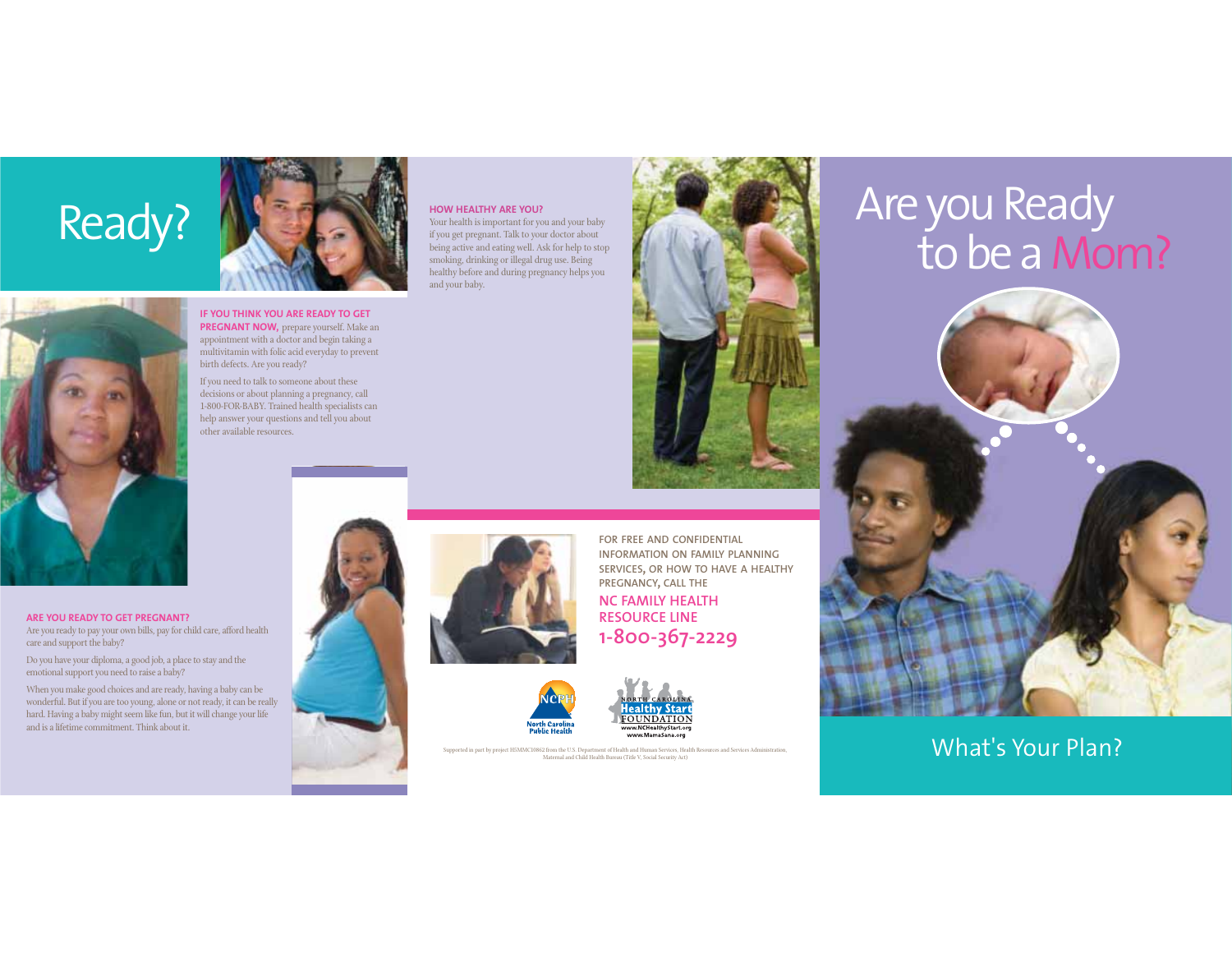# Ready?

**IF YOU THINK YOU ARE READY TO GET PREGNANT NOW,** prepare yourself. Make an appointment with a doctor and begin taking a multivitamin with folic acid everyday to prevent birth defects. Are you ready?

If you need to talk to someone about these decisions or about planning a pregnancy, call 1-800-FOR-BABY. Trained health specialists can help answer your questions and tell you about other available resources.

## ARE YOU READY TO GET PREGNANT?

Are you ready to pay your own bills, pay for child care, afford health care and support the baby?

Do you have your diploma, a good job, a place to stay and the emotional support you need to raise a baby?

When you make good choices and are ready, having a baby can be wonderful. But if you are too young, alone or not ready, it can be really hard. Having a baby might seem like fun, but it will change your life and is a lifetime commitment. Think about it.

## HOW HEALTHY ARE YOU?

Your health is important for you and your baby if you get pregnant. Talk to your doctor about being active and eating well. Ask for help to stop smoking, drinking or illegal drug use. Being healthy before and during pregnancy helps you and your baby.

FOR FREE AND CONFIDENTIAL INFORMATION ON FAMILY PLANNING SERVICES, OR HOW TO HAVE A HEALTHY PREGNANCY, CALL THE

**NC FAMILY HEALTH RESOURCE LINE**
**1-800-367-2229**

NCPH North Carolina Public Health

North Carolina Healthy Start Foundation
www.NCHealthyStart.org
www.MamaSana.org

Supported in part by project H5MMC10862 from the U.S. Department of Health and Human Services, Health Resources and Services Administration, Maternal and Child Health Bureau (Title V, Social Security Act)

# Are you Ready to be a Mom?

What's Your Plan?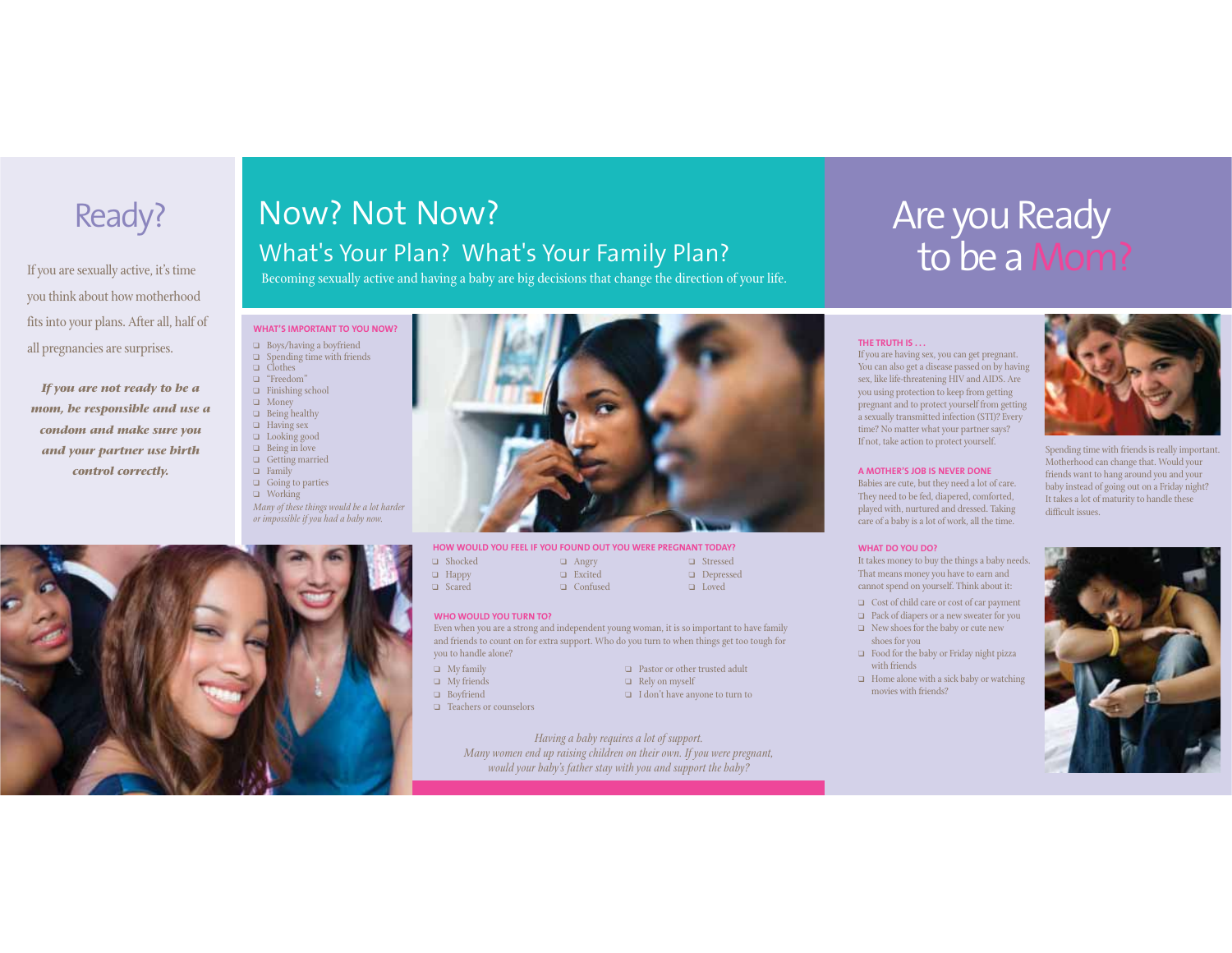# Ready?

If you are sexually active, it's time you think about how motherhood fits into your plans. After all, half of all pregnancies are surprises.

***If you are not ready to be a mom, be responsible and use a condom and make sure you and your partner use birth control correctly.***

# Now? Not Now?

## What's Your Plan? What's Your Family Plan?

Becoming sexually active and having a baby are big decisions that change the direction of your life.

### WHAT'S IMPORTANT TO YOU NOW?

- ❑ Boys/having a boyfriend
- ❑ Spending time with friends
- ❑ Clothes
- ❑ "Freedom"
- ❑ Finishing school
- ❑ Money
- ❑ Being healthy
- ❑ Having sex
- ❑ Looking good
- ❑ Being in love
- ❑ Getting married
- ❑ Family
- ❑ Going to parties
- ❑ Working

*Many of these things would be a lot harder or impossible if you had a baby now.*

### HOW WOULD YOU FEEL IF YOU FOUND OUT YOU WERE PREGNANT TODAY?

- ❑ Shocked
- ❑ Happy
- ❑ Scared
- ❑ Angry
- ❑ Excited
- ❑ Confused
- ❑ Stressed
- ❑ Depressed
- ❑ Loved

### WHO WOULD YOU TURN TO?

Even when you are a strong and independent young woman, it is so important to have family and friends to count on for extra support. Who do you turn to when things get too tough for you to handle alone?

- ❑ My family
- ❑ My friends
- ❑ Boyfriend
- ❑ Teachers or counselors
- ❑ Pastor or other trusted adult
- ❑ Rely on myself
- ❑ I don't have anyone to turn to

*Having a baby requires a lot of support. Many women end up raising children on their own. If you were pregnant, would your baby's father stay with you and support the baby?*

# Are you Ready to be a Mom?

### THE TRUTH IS . . .

If you are having sex, you can get pregnant. You can also get a disease passed on by having sex, like life-threatening HIV and AIDS. Are you using protection to keep from getting pregnant and to protect yourself from getting a sexually transmitted infection (STI)? Every time? No matter what your partner says? If not, take action to protect yourself.

### A MOTHER'S JOB IS NEVER DONE

Babies are cute, but they need a lot of care. They need to be fed, diapered, comforted, played with, nurtured and dressed. Taking care of a baby is a lot of work, all the time.

### WHAT DO YOU DO?

It takes money to buy the things a baby needs. That means money you have to earn and cannot spend on yourself. Think about it:

- ❑ Cost of child care or cost of car payment
- ❑ Pack of diapers or a new sweater for you
- ❑ New shoes for the baby or cute new shoes for you
- ❑ Food for the baby or Friday night pizza with friends
- ❑ Home alone with a sick baby or watching movies with friends?

Spending time with friends is really important. Motherhood can change that. Would your friends want to hang around you and your baby instead of going out on a Friday night? It takes a lot of maturity to handle these difficult issues.